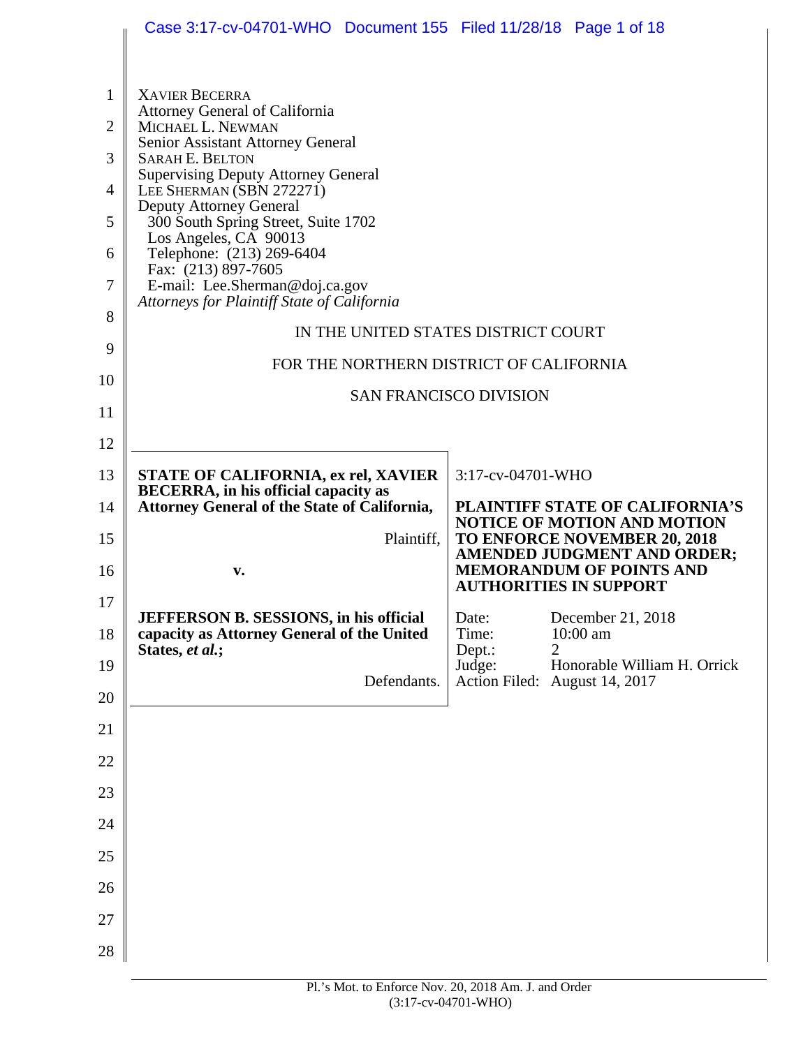XAVIER BECERRA
Attorney General of California
MICHAEL L. NEWMAN
Senior Assistant Attorney General
SARAH E. BELTON
Supervising Deputy Attorney General
LEE SHERMAN (SBN 272271)
Deputy Attorney General
300 South Spring Street, Suite 1702
Los Angeles, CA 90013
Telephone: (213) 269-6404
Fax: (213) 897-7605
E-mail: Lee.Sherman@doj.ca.gov
*Attorneys for Plaintiff State of California*

IN THE UNITED STATES DISTRICT COURT

FOR THE NORTHERN DISTRICT OF CALIFORNIA

SAN FRANCISCO DIVISION

| | |
|---|---|
| **STATE OF CALIFORNIA, ex rel, XAVIER BECERRA, in his official capacity as Attorney General of the State of California,**<br><br>Plaintiff,<br><br>**v.**<br><br>**JEFFERSON B. SESSIONS, in his official capacity as Attorney General of the United States, *et al.*;**<br><br>Defendants. | 3:17-cv-04701-WHO<br><br>**PLAINTIFF STATE OF CALIFORNIA'S NOTICE OF MOTION AND MOTION TO ENFORCE NOVEMBER 20, 2018 AMENDED JUDGMENT AND ORDER; MEMORANDUM OF POINTS AND AUTHORITIES IN SUPPORT**<br><br>Date: December 21, 2018<br>Time: 10:00 am<br>Dept.: 2<br>Judge: Honorable William H. Orrick<br>Action Filed: August 14, 2017 |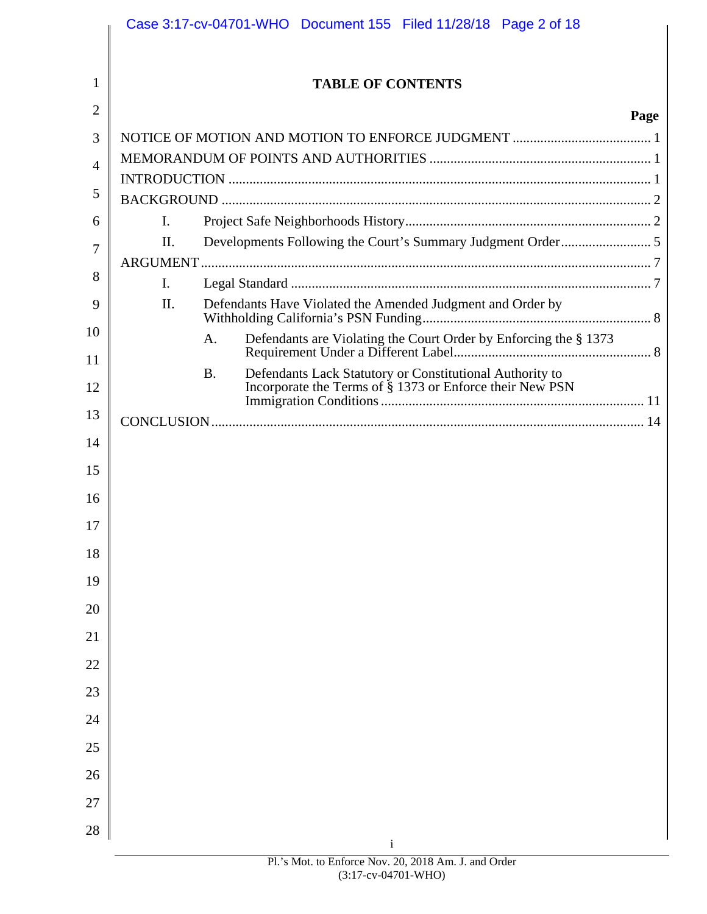# TABLE OF CONTENTS

| | Page |
|---|---|
| NOTICE OF MOTION AND MOTION TO ENFORCE JUDGMENT | 1 |
| MEMORANDUM OF POINTS AND AUTHORITIES | 1 |
| INTRODUCTION | 1 |
| BACKGROUND | 2 |
| I. Project Safe Neighborhoods History | 2 |
| II. Developments Following the Court's Summary Judgment Order | 5 |
| ARGUMENT | 7 |
| I. Legal Standard | 7 |
| II. Defendants Have Violated the Amended Judgment and Order by Withholding California's PSN Funding | 8 |
| A. Defendants are Violating the Court Order by Enforcing the § 1373 Requirement Under a Different Label | 8 |
| B. Defendants Lack Statutory or Constitutional Authority to Incorporate the Terms of § 1373 or Enforce their New PSN Immigration Conditions | 11 |
| CONCLUSION | 14 |

Pl.'s Mot. to Enforce Nov. 20, 2018 Am. J. and Order (3:17-cv-04701-WHO)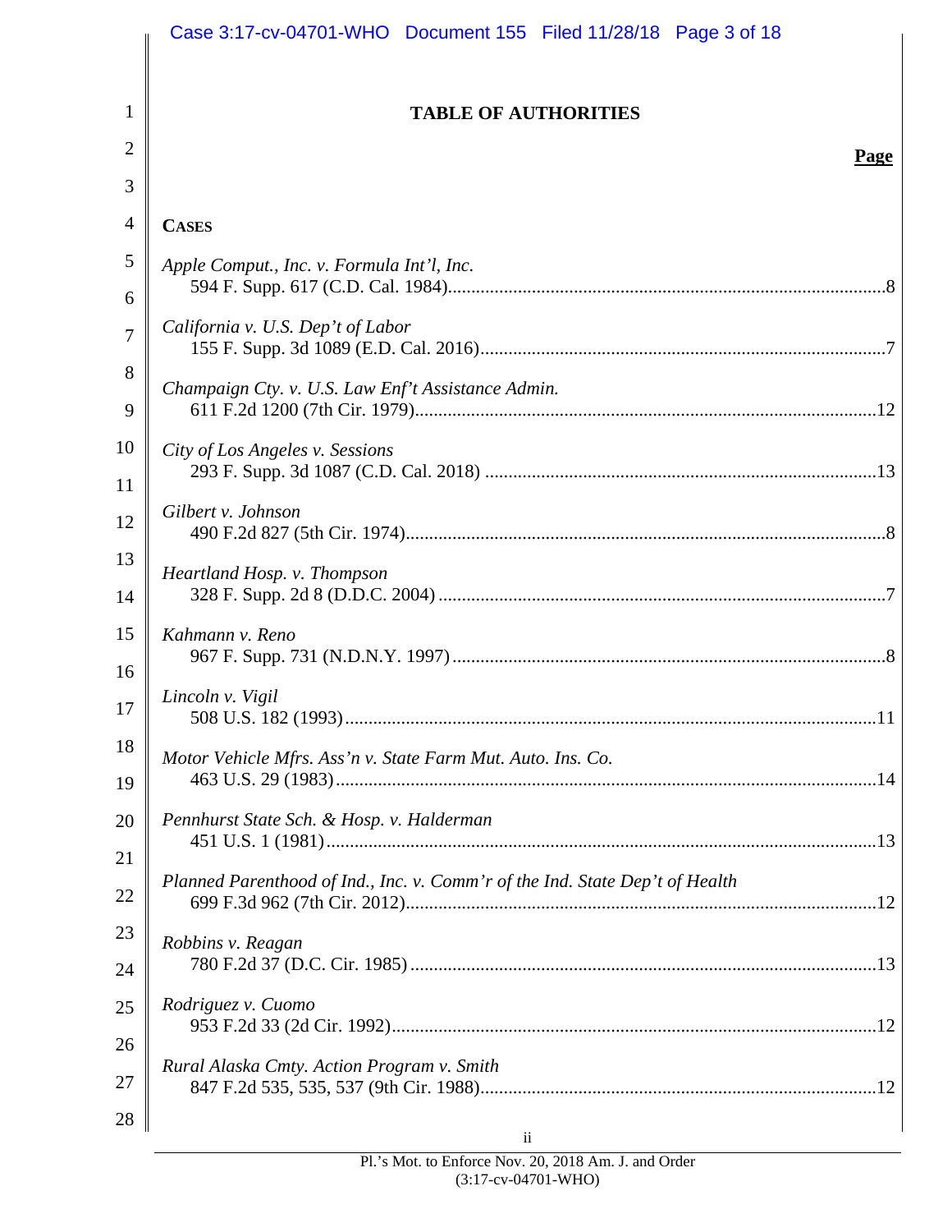# TABLE OF AUTHORITIES

**Page**

**CASES**

*Apple Comput., Inc. v. Formula Int'l, Inc.*
594 F. Supp. 617 (C.D. Cal. 1984) .......... 8

*California v. U.S. Dep't of Labor*
155 F. Supp. 3d 1089 (E.D. Cal. 2016) .......... 7

*Champaign Cty. v. U.S. Law Enf't Assistance Admin.*
611 F.2d 1200 (7th Cir. 1979) .......... 12

*City of Los Angeles v. Sessions*
293 F. Supp. 3d 1087 (C.D. Cal. 2018) .......... 13

*Gilbert v. Johnson*
490 F.2d 827 (5th Cir. 1974) .......... 8

*Heartland Hosp. v. Thompson*
328 F. Supp. 2d 8 (D.D.C. 2004) .......... 7

*Kahmann v. Reno*
967 F. Supp. 731 (N.D.N.Y. 1997) .......... 8

*Lincoln v. Vigil*
508 U.S. 182 (1993) .......... 11

*Motor Vehicle Mfrs. Ass'n v. State Farm Mut. Auto. Ins. Co.*
463 U.S. 29 (1983) .......... 14

*Pennhurst State Sch. & Hosp. v. Halderman*
451 U.S. 1 (1981) .......... 13

*Planned Parenthood of Ind., Inc. v. Comm'r of the Ind. State Dep't of Health*
699 F.3d 962 (7th Cir. 2012) .......... 12

*Robbins v. Reagan*
780 F.2d 37 (D.C. Cir. 1985) .......... 13

*Rodriguez v. Cuomo*
953 F.2d 33 (2d Cir. 1992) .......... 12

*Rural Alaska Cmty. Action Program v. Smith*
847 F.2d 535, 535, 537 (9th Cir. 1988) .......... 12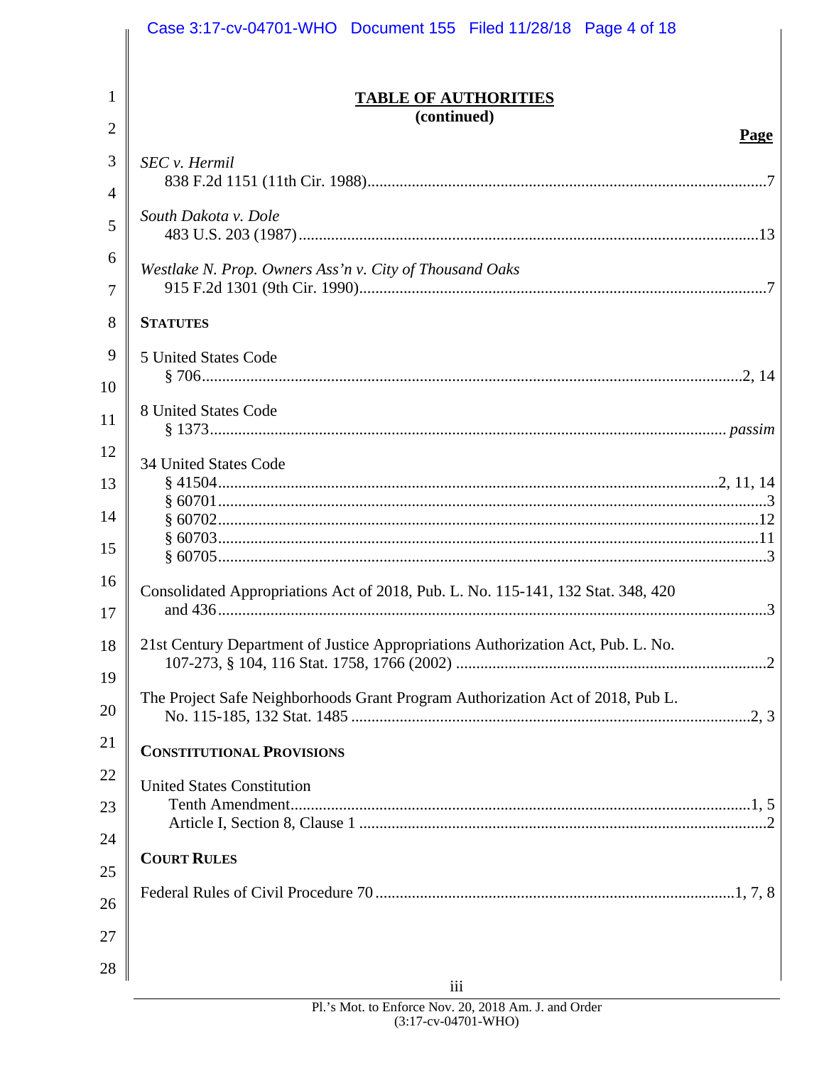## TABLE OF AUTHORITIES
**(continued)**

**Page**

*SEC v. Hermil*
838 F.2d 1151 (11th Cir. 1988) .......... 7

*South Dakota v. Dole*
483 U.S. 203 (1987) .......... 13

*Westlake N. Prop. Owners Ass'n v. City of Thousand Oaks*
915 F.2d 1301 (9th Cir. 1990) .......... 7

**STATUTES**

5 United States Code
§ 706 .......... 2, 14

8 United States Code
§ 1373 .......... *passim*

34 United States Code
§ 41504 .......... 2, 11, 14
§ 60701 .......... 3
§ 60702 .......... 12
§ 60703 .......... 11
§ 60705 .......... 3

Consolidated Appropriations Act of 2018, Pub. L. No. 115-141, 132 Stat. 348, 420 and 436 .......... 3

21st Century Department of Justice Appropriations Authorization Act, Pub. L. No. 107-273, § 104, 116 Stat. 1758, 1766 (2002) .......... 2

The Project Safe Neighborhoods Grant Program Authorization Act of 2018, Pub L. No. 115-185, 132 Stat. 1485 .......... 2, 3

**CONSTITUTIONAL PROVISIONS**

United States Constitution
Tenth Amendment .......... 1, 5
Article I, Section 8, Clause 1 .......... 2

**COURT RULES**

Federal Rules of Civil Procedure 70 .......... 1, 7, 8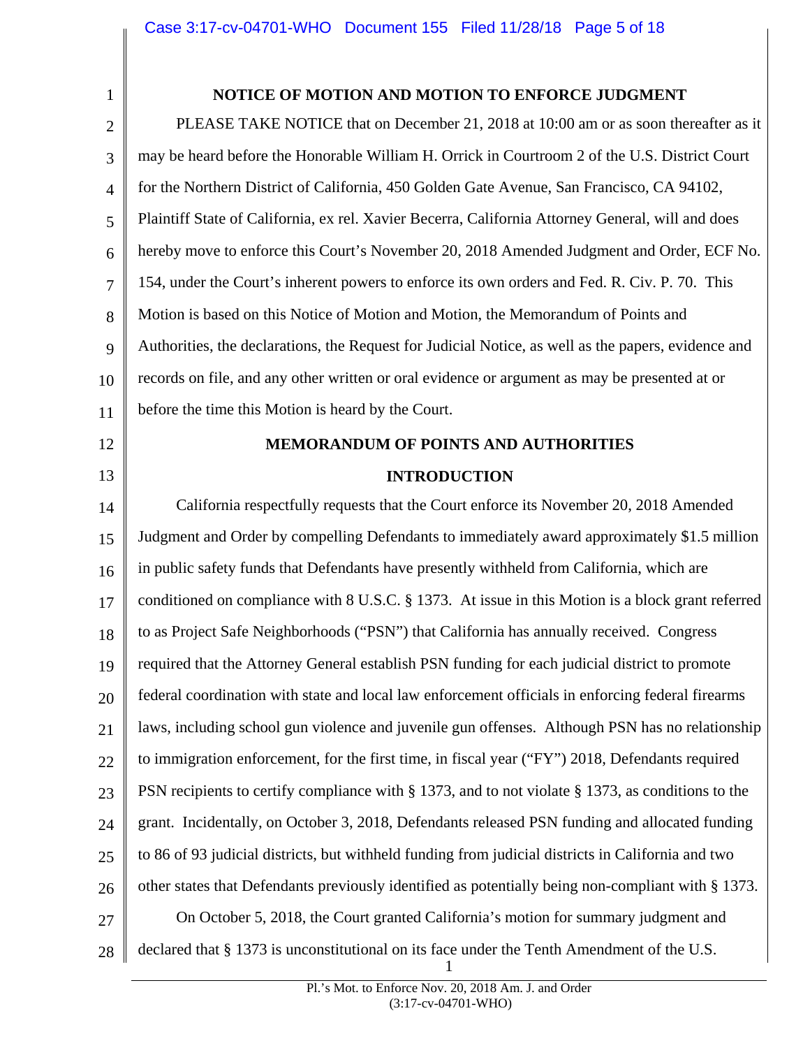**NOTICE OF MOTION AND MOTION TO ENFORCE JUDGMENT**

PLEASE TAKE NOTICE that on December 21, 2018 at 10:00 am or as soon thereafter as it may be heard before the Honorable William H. Orrick in Courtroom 2 of the U.S. District Court for the Northern District of California, 450 Golden Gate Avenue, San Francisco, CA 94102, Plaintiff State of California, ex rel. Xavier Becerra, California Attorney General, will and does hereby move to enforce this Court's November 20, 2018 Amended Judgment and Order, ECF No. 154, under the Court's inherent powers to enforce its own orders and Fed. R. Civ. P. 70. This Motion is based on this Notice of Motion and Motion, the Memorandum of Points and Authorities, the declarations, the Request for Judicial Notice, as well as the papers, evidence and records on file, and any other written or oral evidence or argument as may be presented at or before the time this Motion is heard by the Court.

**MEMORANDUM OF POINTS AND AUTHORITIES**

**INTRODUCTION**

California respectfully requests that the Court enforce its November 20, 2018 Amended Judgment and Order by compelling Defendants to immediately award approximately $1.5 million in public safety funds that Defendants have presently withheld from California, which are conditioned on compliance with 8 U.S.C. § 1373. At issue in this Motion is a block grant referred to as Project Safe Neighborhoods ("PSN") that California has annually received. Congress required that the Attorney General establish PSN funding for each judicial district to promote federal coordination with state and local law enforcement officials in enforcing federal firearms laws, including school gun violence and juvenile gun offenses. Although PSN has no relationship to immigration enforcement, for the first time, in fiscal year ("FY") 2018, Defendants required PSN recipients to certify compliance with § 1373, and to not violate § 1373, as conditions to the grant. Incidentally, on October 3, 2018, Defendants released PSN funding and allocated funding to 86 of 93 judicial districts, but withheld funding from judicial districts in California and two other states that Defendants previously identified as potentially being non-compliant with § 1373.

On October 5, 2018, the Court granted California's motion for summary judgment and declared that § 1373 is unconstitutional on its face under the Tenth Amendment of the U.S.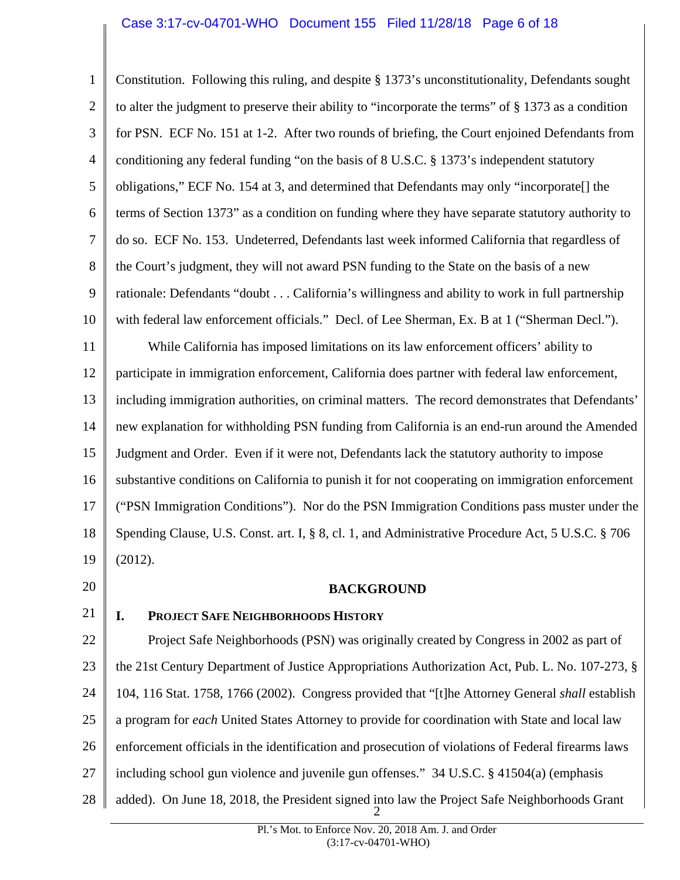Constitution. Following this ruling, and despite § 1373's unconstitutionality, Defendants sought to alter the judgment to preserve their ability to "incorporate the terms" of § 1373 as a condition for PSN. ECF No. 151 at 1-2. After two rounds of briefing, the Court enjoined Defendants from conditioning any federal funding "on the basis of 8 U.S.C. § 1373's independent statutory obligations," ECF No. 154 at 3, and determined that Defendants may only "incorporate[] the terms of Section 1373" as a condition on funding where they have separate statutory authority to do so. ECF No. 153. Undeterred, Defendants last week informed California that regardless of the Court's judgment, they will not award PSN funding to the State on the basis of a new rationale: Defendants "doubt . . . California's willingness and ability to work in full partnership with federal law enforcement officials." Decl. of Lee Sherman, Ex. B at 1 ("Sherman Decl.").

While California has imposed limitations on its law enforcement officers' ability to participate in immigration enforcement, California does partner with federal law enforcement, including immigration authorities, on criminal matters. The record demonstrates that Defendants' new explanation for withholding PSN funding from California is an end-run around the Amended Judgment and Order. Even if it were not, Defendants lack the statutory authority to impose substantive conditions on California to punish it for not cooperating on immigration enforcement ("PSN Immigration Conditions"). Nor do the PSN Immigration Conditions pass muster under the Spending Clause, U.S. Const. art. I, § 8, cl. 1, and Administrative Procedure Act, 5 U.S.C. § 706 (2012).

## BACKGROUND

### I. PROJECT SAFE NEIGHBORHOODS HISTORY

Project Safe Neighborhoods (PSN) was originally created by Congress in 2002 as part of the 21st Century Department of Justice Appropriations Authorization Act, Pub. L. No. 107-273, § 104, 116 Stat. 1758, 1766 (2002). Congress provided that "[t]he Attorney General *shall* establish a program for *each* United States Attorney to provide for coordination with State and local law enforcement officials in the identification and prosecution of violations of Federal firearms laws including school gun violence and juvenile gun offenses." 34 U.S.C. § 41504(a) (emphasis added). On June 18, 2018, the President signed into law the Project Safe Neighborhoods Grant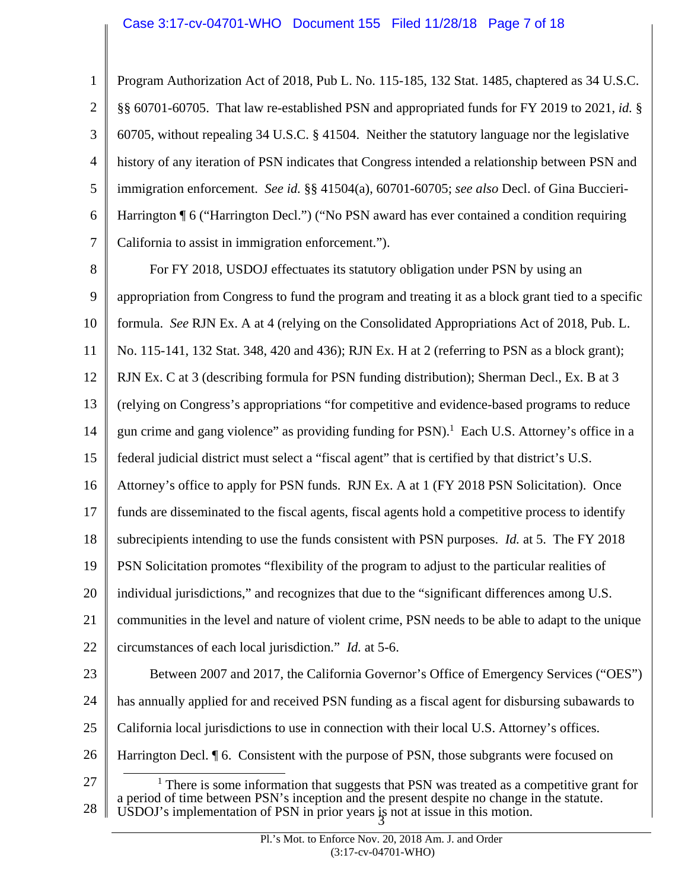Program Authorization Act of 2018, Pub L. No. 115-185, 132 Stat. 1485, chaptered as 34 U.S.C. §§ 60701-60705. That law re-established PSN and appropriated funds for FY 2019 to 2021, *id.* § 60705, without repealing 34 U.S.C. § 41504. Neither the statutory language nor the legislative history of any iteration of PSN indicates that Congress intended a relationship between PSN and immigration enforcement. *See id.* §§ 41504(a), 60701-60705; *see also* Decl. of Gina Buccieri-Harrington ¶ 6 ("Harrington Decl.") ("No PSN award has ever contained a condition requiring California to assist in immigration enforcement.").

For FY 2018, USDOJ effectuates its statutory obligation under PSN by using an appropriation from Congress to fund the program and treating it as a block grant tied to a specific formula. *See* RJN Ex. A at 4 (relying on the Consolidated Appropriations Act of 2018, Pub. L. No. 115-141, 132 Stat. 348, 420 and 436); RJN Ex. H at 2 (referring to PSN as a block grant); RJN Ex. C at 3 (describing formula for PSN funding distribution); Sherman Decl., Ex. B at 3 (relying on Congress's appropriations "for competitive and evidence-based programs to reduce gun crime and gang violence" as providing funding for PSN).[1] Each U.S. Attorney's office in a federal judicial district must select a "fiscal agent" that is certified by that district's U.S. Attorney's office to apply for PSN funds. RJN Ex. A at 1 (FY 2018 PSN Solicitation). Once funds are disseminated to the fiscal agents, fiscal agents hold a competitive process to identify subrecipients intending to use the funds consistent with PSN purposes. *Id.* at 5. The FY 2018 PSN Solicitation promotes "flexibility of the program to adjust to the particular realities of individual jurisdictions," and recognizes that due to the "significant differences among U.S. communities in the level and nature of violent crime, PSN needs to be able to adapt to the unique circumstances of each local jurisdiction." *Id.* at 5-6.

Between 2007 and 2017, the California Governor's Office of Emergency Services ("OES") has annually applied for and received PSN funding as a fiscal agent for disbursing subawards to California local jurisdictions to use in connection with their local U.S. Attorney's offices. Harrington Decl. ¶ 6. Consistent with the purpose of PSN, those subgrants were focused on

[1] There is some information that suggests that PSN was treated as a competitive grant for a period of time between PSN's inception and the present despite no change in the statute. USDOJ's implementation of PSN in prior years is not at issue in this motion.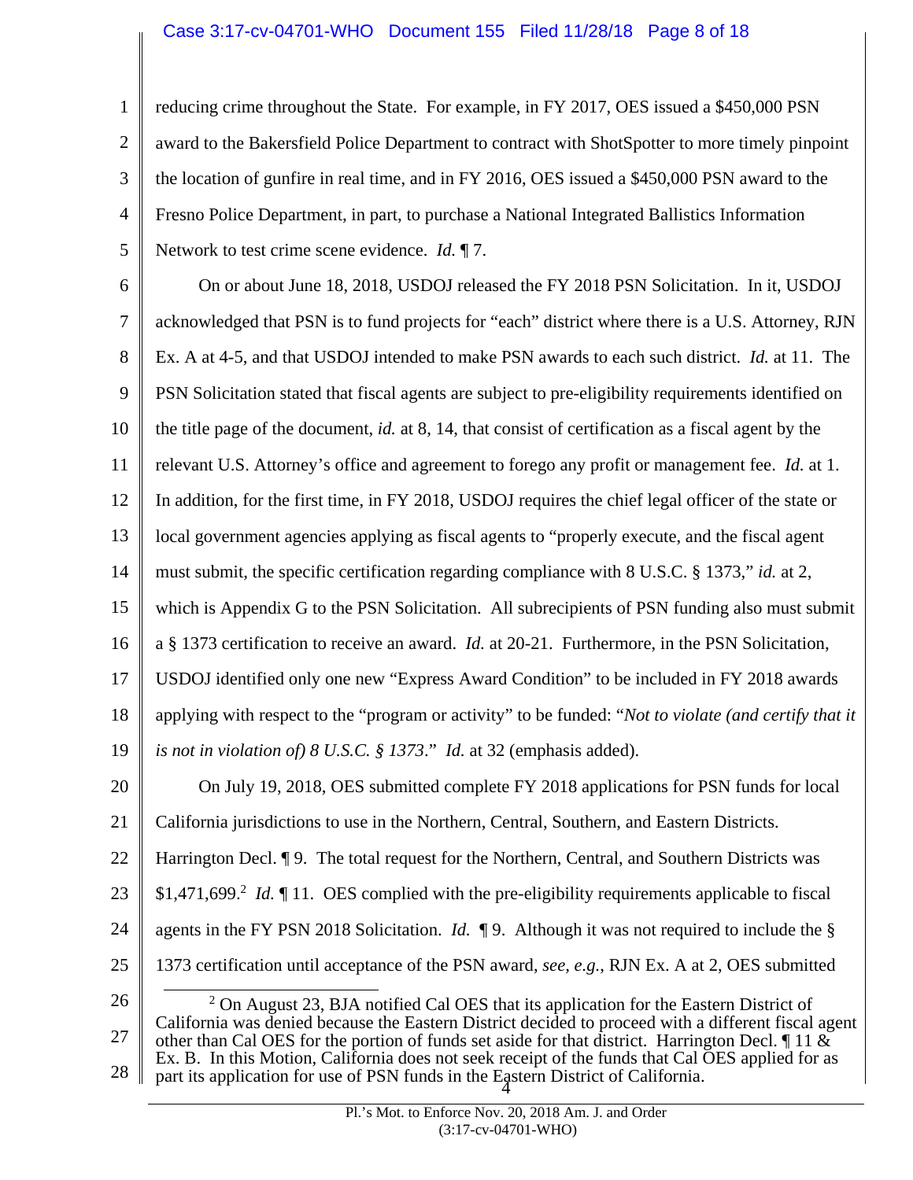reducing crime throughout the State. For example, in FY 2017, OES issued a $450,000 PSN award to the Bakersfield Police Department to contract with ShotSpotter to more timely pinpoint the location of gunfire in real time, and in FY 2016, OES issued a $450,000 PSN award to the Fresno Police Department, in part, to purchase a National Integrated Ballistics Information Network to test crime scene evidence. *Id.* ¶ 7.

On or about June 18, 2018, USDOJ released the FY 2018 PSN Solicitation. In it, USDOJ acknowledged that PSN is to fund projects for "each" district where there is a U.S. Attorney, RJN Ex. A at 4-5, and that USDOJ intended to make PSN awards to each such district. *Id.* at 11. The PSN Solicitation stated that fiscal agents are subject to pre-eligibility requirements identified on the title page of the document, *id.* at 8, 14, that consist of certification as a fiscal agent by the relevant U.S. Attorney's office and agreement to forego any profit or management fee. *Id.* at 1. In addition, for the first time, in FY 2018, USDOJ requires the chief legal officer of the state or local government agencies applying as fiscal agents to "properly execute, and the fiscal agent must submit, the specific certification regarding compliance with 8 U.S.C. § 1373," *id.* at 2, which is Appendix G to the PSN Solicitation. All subrecipients of PSN funding also must submit a § 1373 certification to receive an award. *Id.* at 20-21. Furthermore, in the PSN Solicitation, USDOJ identified only one new "Express Award Condition" to be included in FY 2018 awards applying with respect to the "program or activity" to be funded: "*Not to violate (and certify that it is not in violation of) 8 U.S.C. § 1373*." *Id.* at 32 (emphasis added).

On July 19, 2018, OES submitted complete FY 2018 applications for PSN funds for local California jurisdictions to use in the Northern, Central, Southern, and Eastern Districts. Harrington Decl. ¶ 9. The total request for the Northern, Central, and Southern Districts was $1,471,699.[2] *Id.* ¶ 11. OES complied with the pre-eligibility requirements applicable to fiscal agents in the FY PSN 2018 Solicitation. *Id.* ¶ 9. Although it was not required to include the § 1373 certification until acceptance of the PSN award, *see, e.g.*, RJN Ex. A at 2, OES submitted

[2] On August 23, BJA notified Cal OES that its application for the Eastern District of California was denied because the Eastern District decided to proceed with a different fiscal agent other than Cal OES for the portion of funds set aside for that district. Harrington Decl. ¶ 11 & Ex. B. In this Motion, California does not seek receipt of the funds that Cal OES applied for as part its application for use of PSN funds in the Eastern District of California.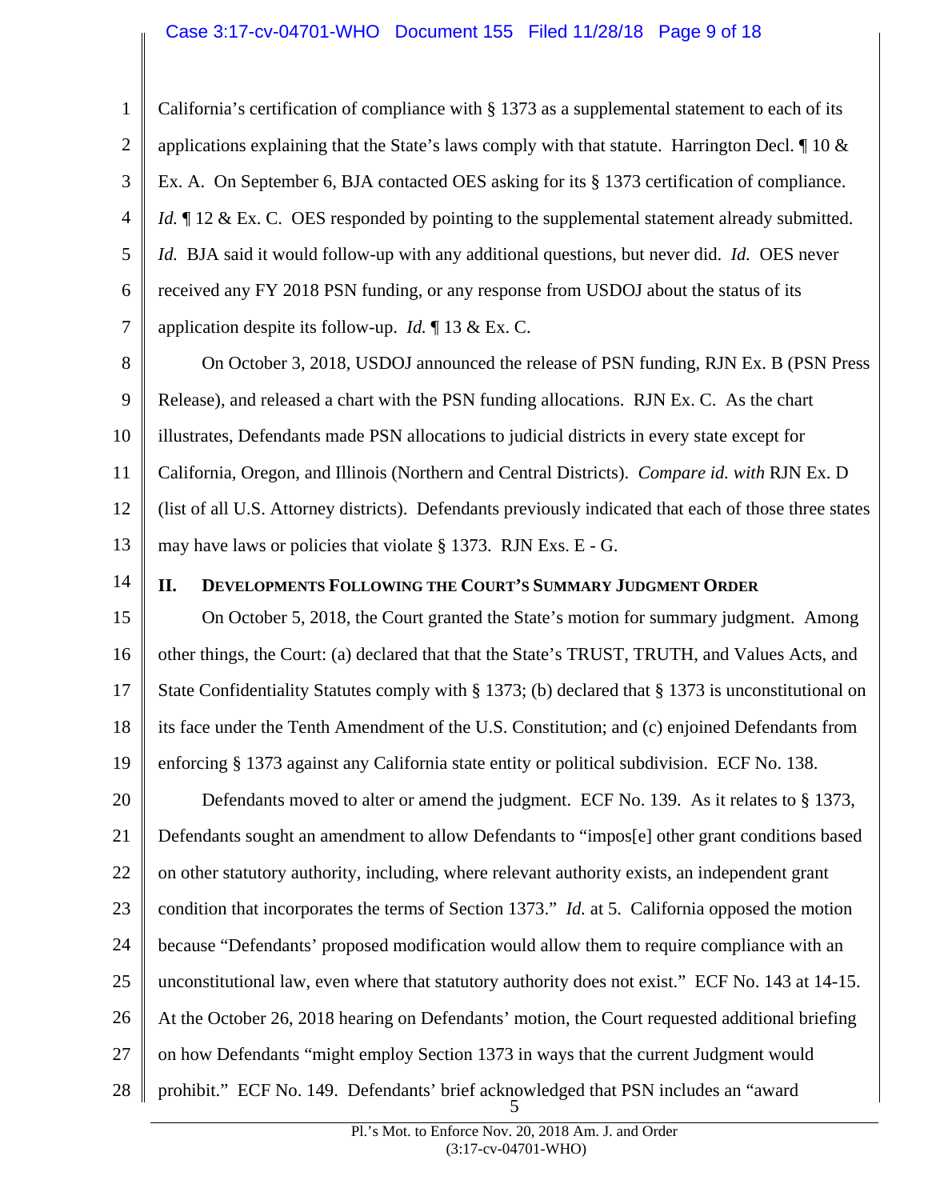California's certification of compliance with § 1373 as a supplemental statement to each of its applications explaining that the State's laws comply with that statute. Harrington Decl. ¶ 10 & Ex. A. On September 6, BJA contacted OES asking for its § 1373 certification of compliance. *Id.* ¶ 12 & Ex. C. OES responded by pointing to the supplemental statement already submitted. *Id.* BJA said it would follow-up with any additional questions, but never did. *Id.* OES never received any FY 2018 PSN funding, or any response from USDOJ about the status of its application despite its follow-up. *Id.* ¶ 13 & Ex. C.

On October 3, 2018, USDOJ announced the release of PSN funding, RJN Ex. B (PSN Press Release), and released a chart with the PSN funding allocations. RJN Ex. C. As the chart illustrates, Defendants made PSN allocations to judicial districts in every state except for California, Oregon, and Illinois (Northern and Central Districts). *Compare id. with* RJN Ex. D (list of all U.S. Attorney districts). Defendants previously indicated that each of those three states may have laws or policies that violate § 1373. RJN Exs. E - G.

## II. Developments Following the Court's Summary Judgment Order

On October 5, 2018, the Court granted the State's motion for summary judgment. Among other things, the Court: (a) declared that that the State's TRUST, TRUTH, and Values Acts, and State Confidentiality Statutes comply with § 1373; (b) declared that § 1373 is unconstitutional on its face under the Tenth Amendment of the U.S. Constitution; and (c) enjoined Defendants from enforcing § 1373 against any California state entity or political subdivision. ECF No. 138.

Defendants moved to alter or amend the judgment. ECF No. 139. As it relates to § 1373, Defendants sought an amendment to allow Defendants to "impos[e] other grant conditions based on other statutory authority, including, where relevant authority exists, an independent grant condition that incorporates the terms of Section 1373." *Id.* at 5. California opposed the motion because "Defendants' proposed modification would allow them to require compliance with an unconstitutional law, even where that statutory authority does not exist." ECF No. 143 at 14-15. At the October 26, 2018 hearing on Defendants' motion, the Court requested additional briefing on how Defendants "might employ Section 1373 in ways that the current Judgment would prohibit." ECF No. 149. Defendants' brief acknowledged that PSN includes an "award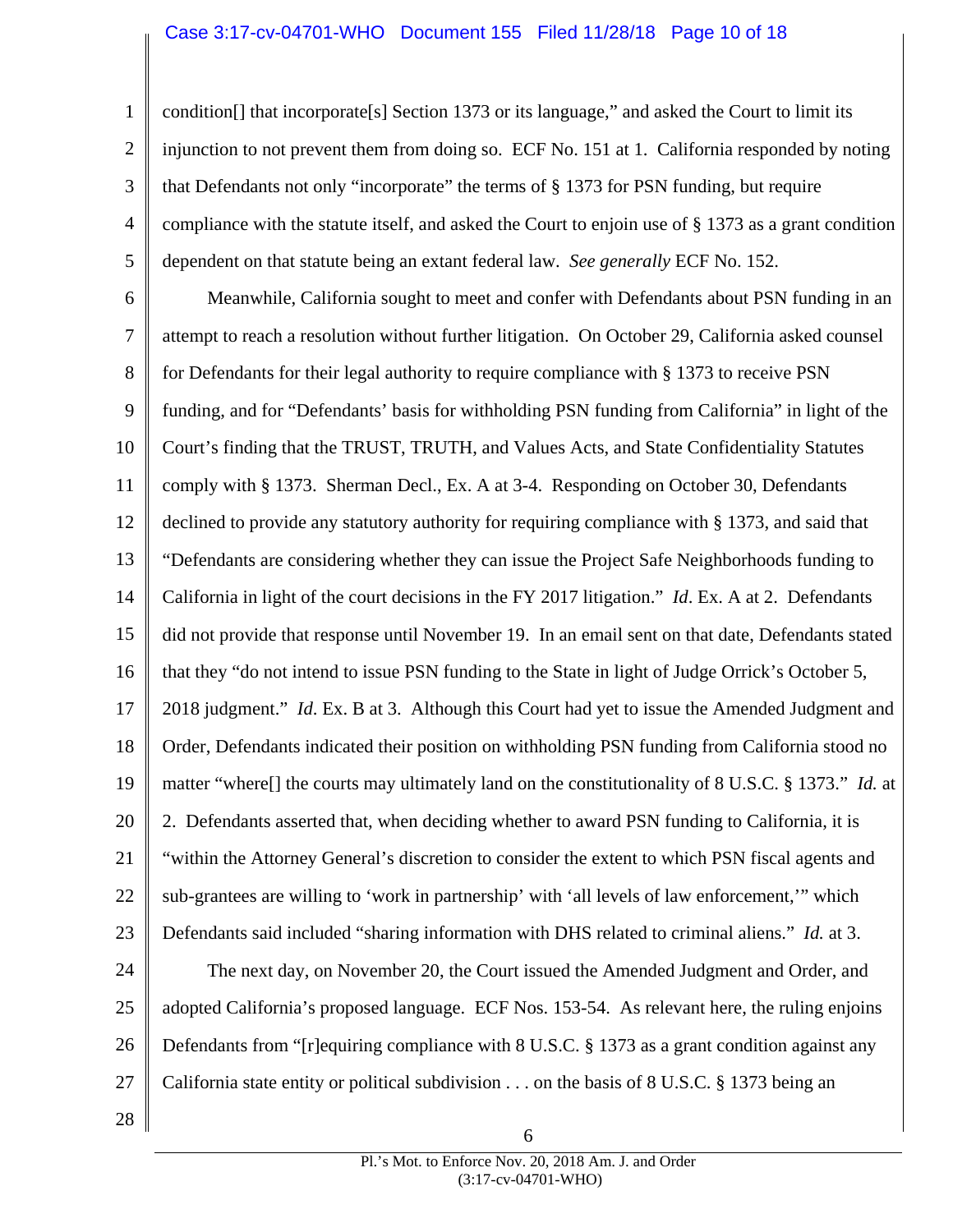condition[] that incorporate[s] Section 1373 or its language," and asked the Court to limit its injunction to not prevent them from doing so. ECF No. 151 at 1. California responded by noting that Defendants not only "incorporate" the terms of § 1373 for PSN funding, but require compliance with the statute itself, and asked the Court to enjoin use of § 1373 as a grant condition dependent on that statute being an extant federal law. *See generally* ECF No. 152.

Meanwhile, California sought to meet and confer with Defendants about PSN funding in an attempt to reach a resolution without further litigation. On October 29, California asked counsel for Defendants for their legal authority to require compliance with § 1373 to receive PSN funding, and for "Defendants' basis for withholding PSN funding from California" in light of the Court's finding that the TRUST, TRUTH, and Values Acts, and State Confidentiality Statutes comply with § 1373. Sherman Decl., Ex. A at 3-4. Responding on October 30, Defendants declined to provide any statutory authority for requiring compliance with § 1373, and said that "Defendants are considering whether they can issue the Project Safe Neighborhoods funding to California in light of the court decisions in the FY 2017 litigation." *Id*. Ex. A at 2. Defendants did not provide that response until November 19. In an email sent on that date, Defendants stated that they "do not intend to issue PSN funding to the State in light of Judge Orrick's October 5, 2018 judgment." *Id*. Ex. B at 3. Although this Court had yet to issue the Amended Judgment and Order, Defendants indicated their position on withholding PSN funding from California stood no matter "where[] the courts may ultimately land on the constitutionality of 8 U.S.C. § 1373." *Id.* at 2. Defendants asserted that, when deciding whether to award PSN funding to California, it is "within the Attorney General's discretion to consider the extent to which PSN fiscal agents and sub-grantees are willing to 'work in partnership' with 'all levels of law enforcement,'" which Defendants said included "sharing information with DHS related to criminal aliens." *Id.* at 3.

The next day, on November 20, the Court issued the Amended Judgment and Order, and adopted California's proposed language. ECF Nos. 153-54. As relevant here, the ruling enjoins Defendants from "[r]equiring compliance with 8 U.S.C. § 1373 as a grant condition against any California state entity or political subdivision . . . on the basis of 8 U.S.C. § 1373 being an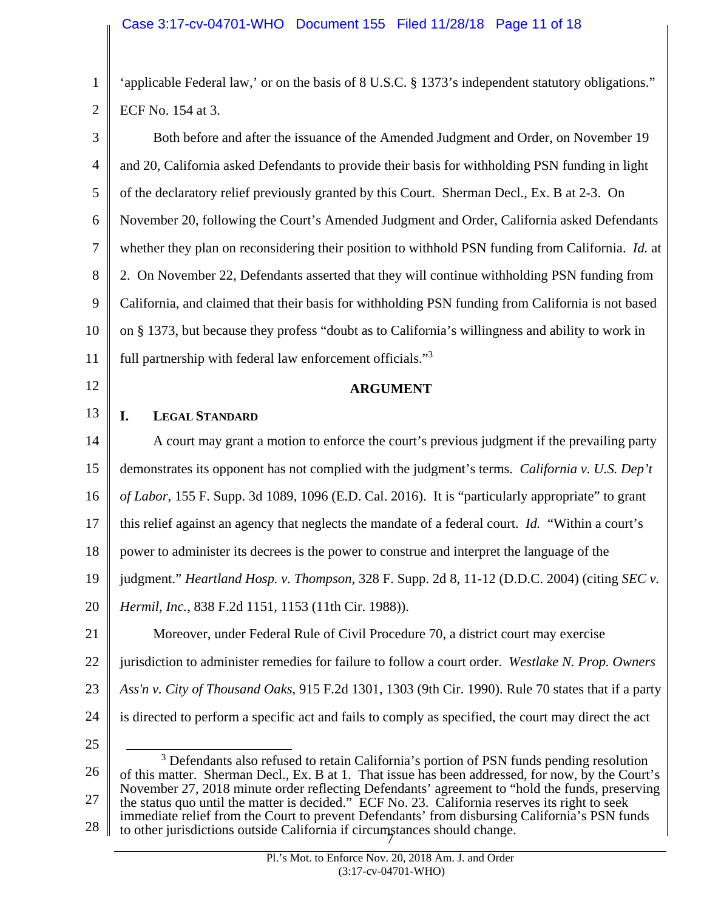'applicable Federal law,' or on the basis of 8 U.S.C. § 1373's independent statutory obligations." ECF No. 154 at 3.

Both before and after the issuance of the Amended Judgment and Order, on November 19 and 20, California asked Defendants to provide their basis for withholding PSN funding in light of the declaratory relief previously granted by this Court. Sherman Decl., Ex. B at 2-3. On November 20, following the Court's Amended Judgment and Order, California asked Defendants whether they plan on reconsidering their position to withhold PSN funding from California. *Id.* at 2. On November 22, Defendants asserted that they will continue withholding PSN funding from California, and claimed that their basis for withholding PSN funding from California is not based on § 1373, but because they profess "doubt as to California's willingness and ability to work in full partnership with federal law enforcement officials."[3]

## ARGUMENT

### I. Legal Standard

A court may grant a motion to enforce the court's previous judgment if the prevailing party demonstrates its opponent has not complied with the judgment's terms. *California v. U.S. Dep't of Labor*, 155 F. Supp. 3d 1089, 1096 (E.D. Cal. 2016). It is "particularly appropriate" to grant this relief against an agency that neglects the mandate of a federal court. *Id.* "Within a court's power to administer its decrees is the power to construe and interpret the language of the judgment." *Heartland Hosp. v. Thompson*, 328 F. Supp. 2d 8, 11-12 (D.D.C. 2004) (citing *SEC v. Hermil, Inc.*, 838 F.2d 1151, 1153 (11th Cir. 1988)).

Moreover, under Federal Rule of Civil Procedure 70, a district court may exercise jurisdiction to administer remedies for failure to follow a court order. *Westlake N. Prop. Owners Ass'n v. City of Thousand Oaks*, 915 F.2d 1301, 1303 (9th Cir. 1990). Rule 70 states that if a party is directed to perform a specific act and fails to comply as specified, the court may direct the act

[3] Defendants also refused to retain California's portion of PSN funds pending resolution of this matter. Sherman Decl., Ex. B at 1. That issue has been addressed, for now, by the Court's November 27, 2018 minute order reflecting Defendants' agreement to "hold the funds, preserving the status quo until the matter is decided." ECF No. 23. California reserves its right to seek immediate relief from the Court to prevent Defendants' from disbursing California's PSN funds to other jurisdictions outside California if circumstances should change.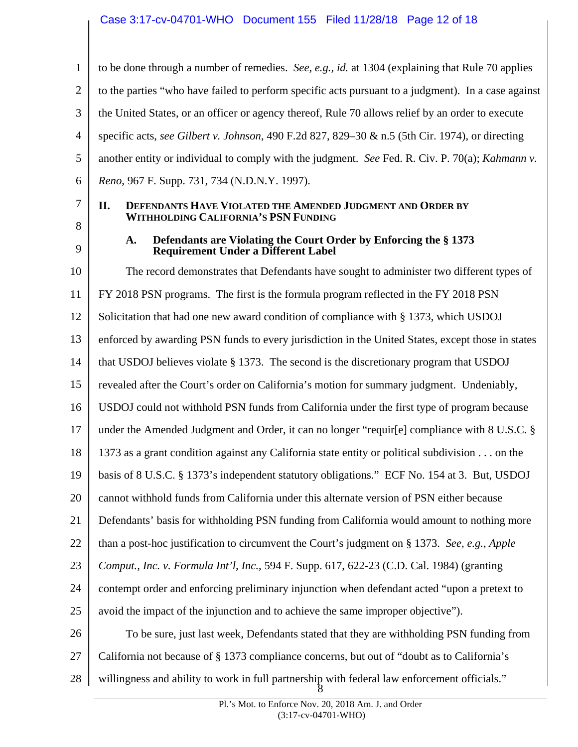to be done through a number of remedies. *See, e.g.*, *id.* at 1304 (explaining that Rule 70 applies to the parties "who have failed to perform specific acts pursuant to a judgment). In a case against the United States, or an officer or agency thereof, Rule 70 allows relief by an order to execute specific acts, *see Gilbert v. Johnson*, 490 F.2d 827, 829–30 & n.5 (5th Cir. 1974), or directing another entity or individual to comply with the judgment. *See* Fed. R. Civ. P. 70(a); *Kahmann v. Reno*, 967 F. Supp. 731, 734 (N.D.N.Y. 1997).

## II. DEFENDANTS HAVE VIOLATED THE AMENDED JUDGMENT AND ORDER BY WITHHOLDING CALIFORNIA'S PSN FUNDING

### A. Defendants are Violating the Court Order by Enforcing the § 1373 Requirement Under a Different Label

The record demonstrates that Defendants have sought to administer two different types of FY 2018 PSN programs. The first is the formula program reflected in the FY 2018 PSN Solicitation that had one new award condition of compliance with § 1373, which USDOJ enforced by awarding PSN funds to every jurisdiction in the United States, except those in states that USDOJ believes violate § 1373. The second is the discretionary program that USDOJ revealed after the Court's order on California's motion for summary judgment. Undeniably, USDOJ could not withhold PSN funds from California under the first type of program because under the Amended Judgment and Order, it can no longer "requir[e] compliance with 8 U.S.C. § 1373 as a grant condition against any California state entity or political subdivision . . . on the basis of 8 U.S.C. § 1373's independent statutory obligations." ECF No. 154 at 3. But, USDOJ cannot withhold funds from California under this alternate version of PSN either because Defendants' basis for withholding PSN funding from California would amount to nothing more than a post-hoc justification to circumvent the Court's judgment on § 1373. *See, e.g.*, *Apple Comput., Inc. v. Formula Int'l, Inc.*, 594 F. Supp. 617, 622-23 (C.D. Cal. 1984) (granting contempt order and enforcing preliminary injunction when defendant acted "upon a pretext to avoid the impact of the injunction and to achieve the same improper objective").

To be sure, just last week, Defendants stated that they are withholding PSN funding from California not because of § 1373 compliance concerns, but out of "doubt as to California's willingness and ability to work in full partnership with federal law enforcement officials."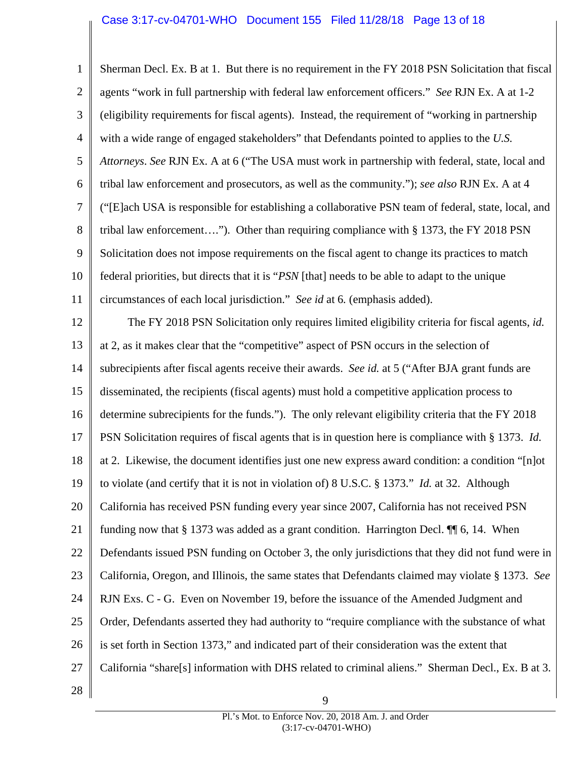Sherman Decl. Ex. B at 1. But there is no requirement in the FY 2018 PSN Solicitation that fiscal agents "work in full partnership with federal law enforcement officers." *See* RJN Ex. A at 1-2 (eligibility requirements for fiscal agents). Instead, the requirement of "working in partnership with a wide range of engaged stakeholders" that Defendants pointed to applies to the *U.S. Attorneys*. *See* RJN Ex. A at 6 ("The USA must work in partnership with federal, state, local and tribal law enforcement and prosecutors, as well as the community."); *see also* RJN Ex. A at 4 ("[E]ach USA is responsible for establishing a collaborative PSN team of federal, state, local, and tribal law enforcement…."). Other than requiring compliance with § 1373, the FY 2018 PSN Solicitation does not impose requirements on the fiscal agent to change its practices to match federal priorities, but directs that it is "*PSN* [that] needs to be able to adapt to the unique circumstances of each local jurisdiction." *See id* at 6. (emphasis added).

The FY 2018 PSN Solicitation only requires limited eligibility criteria for fiscal agents, *id.* at 2, as it makes clear that the "competitive" aspect of PSN occurs in the selection of subrecipients after fiscal agents receive their awards. *See id.* at 5 ("After BJA grant funds are disseminated, the recipients (fiscal agents) must hold a competitive application process to determine subrecipients for the funds."). The only relevant eligibility criteria that the FY 2018 PSN Solicitation requires of fiscal agents that is in question here is compliance with § 1373. *Id.* at 2. Likewise, the document identifies just one new express award condition: a condition "[n]ot to violate (and certify that it is not in violation of) 8 U.S.C. § 1373." *Id.* at 32. Although California has received PSN funding every year since 2007, California has not received PSN funding now that § 1373 was added as a grant condition. Harrington Decl. ¶¶ 6, 14. When Defendants issued PSN funding on October 3, the only jurisdictions that they did not fund were in California, Oregon, and Illinois, the same states that Defendants claimed may violate § 1373. *See* RJN Exs. C - G. Even on November 19, before the issuance of the Amended Judgment and Order, Defendants asserted they had authority to "require compliance with the substance of what is set forth in Section 1373," and indicated part of their consideration was the extent that California "share[s] information with DHS related to criminal aliens." Sherman Decl., Ex. B at 3.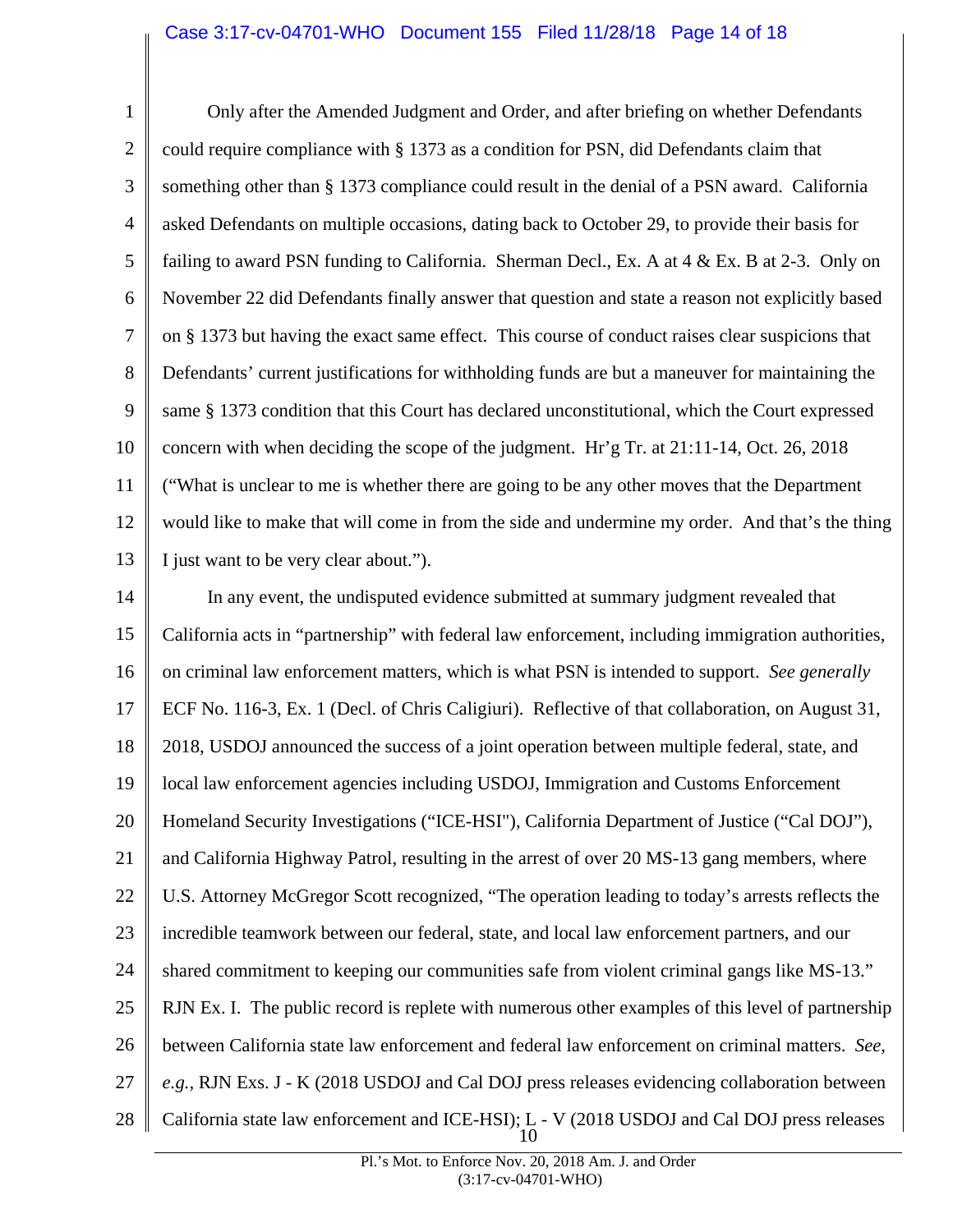Only after the Amended Judgment and Order, and after briefing on whether Defendants could require compliance with § 1373 as a condition for PSN, did Defendants claim that something other than § 1373 compliance could result in the denial of a PSN award. California asked Defendants on multiple occasions, dating back to October 29, to provide their basis for failing to award PSN funding to California. Sherman Decl., Ex. A at 4 & Ex. B at 2-3. Only on November 22 did Defendants finally answer that question and state a reason not explicitly based on § 1373 but having the exact same effect. This course of conduct raises clear suspicions that Defendants' current justifications for withholding funds are but a maneuver for maintaining the same § 1373 condition that this Court has declared unconstitutional, which the Court expressed concern with when deciding the scope of the judgment. Hr'g Tr. at 21:11-14, Oct. 26, 2018 ("What is unclear to me is whether there are going to be any other moves that the Department would like to make that will come in from the side and undermine my order. And that's the thing I just want to be very clear about.").

In any event, the undisputed evidence submitted at summary judgment revealed that California acts in "partnership" with federal law enforcement, including immigration authorities, on criminal law enforcement matters, which is what PSN is intended to support. *See generally* ECF No. 116-3, Ex. 1 (Decl. of Chris Caligiuri). Reflective of that collaboration, on August 31, 2018, USDOJ announced the success of a joint operation between multiple federal, state, and local law enforcement agencies including USDOJ, Immigration and Customs Enforcement Homeland Security Investigations ("ICE-HSI"), California Department of Justice ("Cal DOJ"), and California Highway Patrol, resulting in the arrest of over 20 MS-13 gang members, where U.S. Attorney McGregor Scott recognized, "The operation leading to today's arrests reflects the incredible teamwork between our federal, state, and local law enforcement partners, and our shared commitment to keeping our communities safe from violent criminal gangs like MS-13." RJN Ex. I. The public record is replete with numerous other examples of this level of partnership between California state law enforcement and federal law enforcement on criminal matters. *See, e.g.*, RJN Exs. J - K (2018 USDOJ and Cal DOJ press releases evidencing collaboration between California state law enforcement and ICE-HSI); L - V (2018 USDOJ and Cal DOJ press releases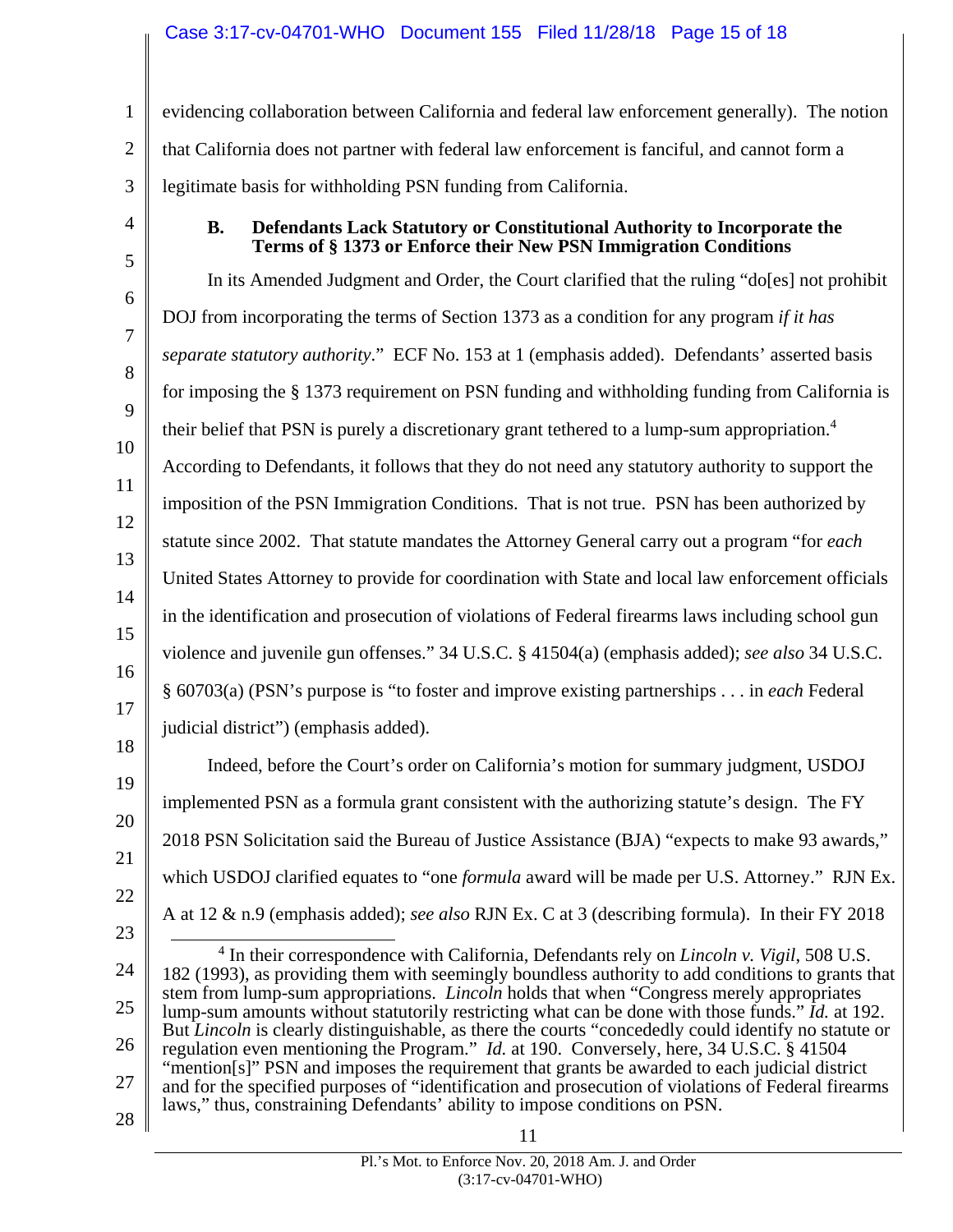evidencing collaboration between California and federal law enforcement generally). The notion that California does not partner with federal law enforcement is fanciful, and cannot form a legitimate basis for withholding PSN funding from California.

### B. Defendants Lack Statutory or Constitutional Authority to Incorporate the Terms of § 1373 or Enforce their New PSN Immigration Conditions

In its Amended Judgment and Order, the Court clarified that the ruling "do[es] not prohibit DOJ from incorporating the terms of Section 1373 as a condition for any program *if it has separate statutory authority*." ECF No. 153 at 1 (emphasis added). Defendants' asserted basis for imposing the § 1373 requirement on PSN funding and withholding funding from California is their belief that PSN is purely a discretionary grant tethered to a lump-sum appropriation.[4] According to Defendants, it follows that they do not need any statutory authority to support the imposition of the PSN Immigration Conditions. That is not true. PSN has been authorized by statute since 2002. That statute mandates the Attorney General carry out a program "for *each* United States Attorney to provide for coordination with State and local law enforcement officials in the identification and prosecution of violations of Federal firearms laws including school gun violence and juvenile gun offenses." 34 U.S.C. § 41504(a) (emphasis added); *see also* 34 U.S.C. § 60703(a) (PSN's purpose is "to foster and improve existing partnerships . . . in *each* Federal judicial district") (emphasis added).

Indeed, before the Court's order on California's motion for summary judgment, USDOJ implemented PSN as a formula grant consistent with the authorizing statute's design. The FY 2018 PSN Solicitation said the Bureau of Justice Assistance (BJA) "expects to make 93 awards," which USDOJ clarified equates to "one *formula* award will be made per U.S. Attorney." RJN Ex. A at 12 & n.9 (emphasis added); *see also* RJN Ex. C at 3 (describing formula). In their FY 2018

---

[4] In their correspondence with California, Defendants rely on *Lincoln v. Vigil*, 508 U.S. 182 (1993), as providing them with seemingly boundless authority to add conditions to grants that stem from lump-sum appropriations. *Lincoln* holds that when "Congress merely appropriates lump-sum amounts without statutorily restricting what can be done with those funds." *Id.* at 192. But *Lincoln* is clearly distinguishable, as there the courts "concededly could identify no statute or regulation even mentioning the Program." *Id.* at 190. Conversely, here, 34 U.S.C. § 41504 "mention[s]" PSN and imposes the requirement that grants be awarded to each judicial district and for the specified purposes of "identification and prosecution of violations of Federal firearms laws," thus, constraining Defendants' ability to impose conditions on PSN.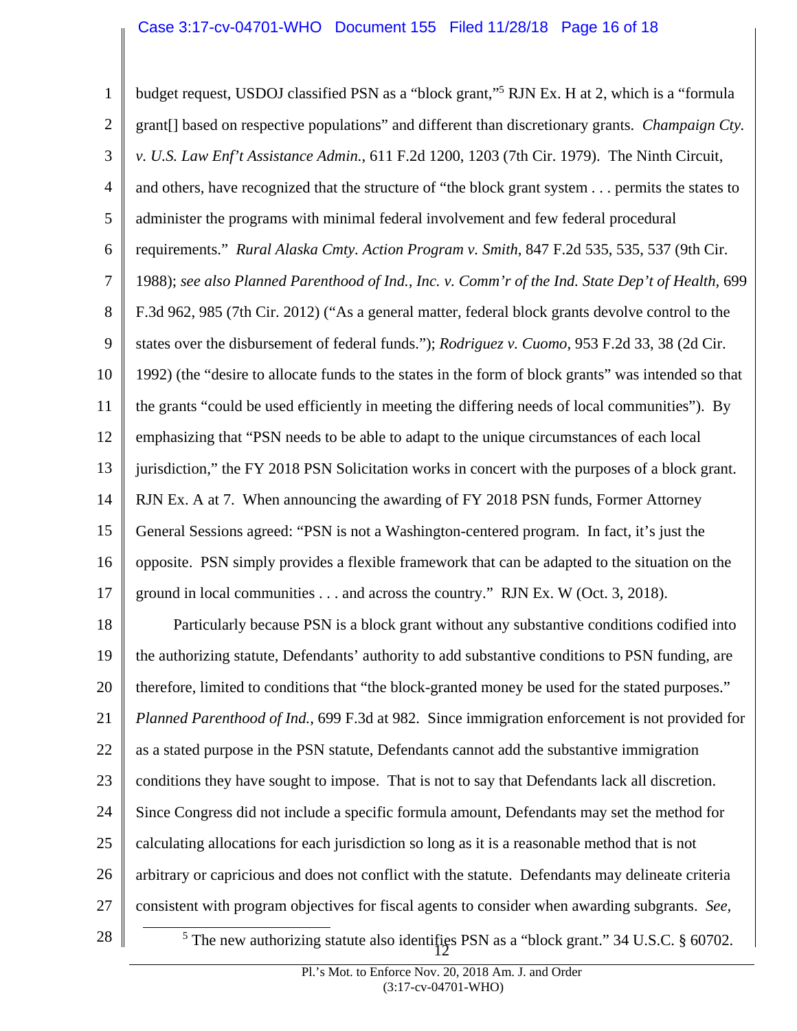budget request, USDOJ classified PSN as a "block grant,"[5] RJN Ex. H at 2, which is a "formula grant[] based on respective populations" and different than discretionary grants. *Champaign Cty. v. U.S. Law Enf't Assistance Admin.*, 611 F.2d 1200, 1203 (7th Cir. 1979). The Ninth Circuit, and others, have recognized that the structure of "the block grant system . . . permits the states to administer the programs with minimal federal involvement and few federal procedural requirements." *Rural Alaska Cmty. Action Program v. Smith*, 847 F.2d 535, 535, 537 (9th Cir. 1988); *see also Planned Parenthood of Ind., Inc. v. Comm'r of the Ind. State Dep't of Health*, 699 F.3d 962, 985 (7th Cir. 2012) ("As a general matter, federal block grants devolve control to the states over the disbursement of federal funds."); *Rodriguez v. Cuomo*, 953 F.2d 33, 38 (2d Cir. 1992) (the "desire to allocate funds to the states in the form of block grants" was intended so that the grants "could be used efficiently in meeting the differing needs of local communities"). By emphasizing that "PSN needs to be able to adapt to the unique circumstances of each local jurisdiction," the FY 2018 PSN Solicitation works in concert with the purposes of a block grant. RJN Ex. A at 7. When announcing the awarding of FY 2018 PSN funds, Former Attorney General Sessions agreed: "PSN is not a Washington-centered program. In fact, it's just the opposite. PSN simply provides a flexible framework that can be adapted to the situation on the ground in local communities . . . and across the country." RJN Ex. W (Oct. 3, 2018).

Particularly because PSN is a block grant without any substantive conditions codified into the authorizing statute, Defendants' authority to add substantive conditions to PSN funding, are therefore, limited to conditions that "the block-granted money be used for the stated purposes." *Planned Parenthood of Ind.*, 699 F.3d at 982. Since immigration enforcement is not provided for as a stated purpose in the PSN statute, Defendants cannot add the substantive immigration conditions they have sought to impose. That is not to say that Defendants lack all discretion. Since Congress did not include a specific formula amount, Defendants may set the method for calculating allocations for each jurisdiction so long as it is a reasonable method that is not arbitrary or capricious and does not conflict with the statute. Defendants may delineate criteria consistent with program objectives for fiscal agents to consider when awarding subgrants. *See,*

[5] The new authorizing statute also identifies PSN as a "block grant." 34 U.S.C. § 60702.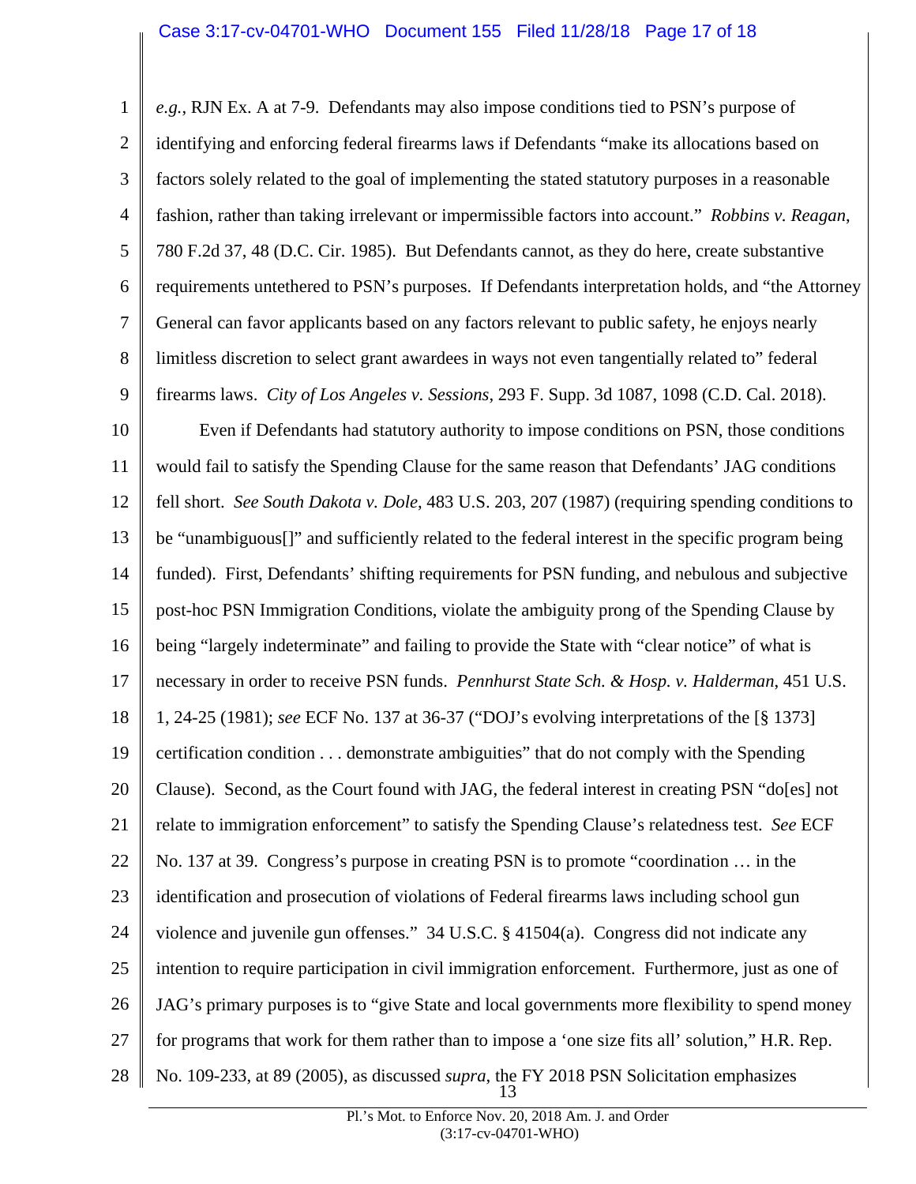*e.g.*, RJN Ex. A at 7-9. Defendants may also impose conditions tied to PSN's purpose of identifying and enforcing federal firearms laws if Defendants "make its allocations based on factors solely related to the goal of implementing the stated statutory purposes in a reasonable fashion, rather than taking irrelevant or impermissible factors into account." *Robbins v. Reagan*, 780 F.2d 37, 48 (D.C. Cir. 1985). But Defendants cannot, as they do here, create substantive requirements untethered to PSN's purposes. If Defendants interpretation holds, and "the Attorney General can favor applicants based on any factors relevant to public safety, he enjoys nearly limitless discretion to select grant awardees in ways not even tangentially related to" federal firearms laws. *City of Los Angeles v. Sessions*, 293 F. Supp. 3d 1087, 1098 (C.D. Cal. 2018).

Even if Defendants had statutory authority to impose conditions on PSN, those conditions would fail to satisfy the Spending Clause for the same reason that Defendants' JAG conditions fell short. *See South Dakota v. Dole*, 483 U.S. 203, 207 (1987) (requiring spending conditions to be "unambiguous[]" and sufficiently related to the federal interest in the specific program being funded). First, Defendants' shifting requirements for PSN funding, and nebulous and subjective post-hoc PSN Immigration Conditions, violate the ambiguity prong of the Spending Clause by being "largely indeterminate" and failing to provide the State with "clear notice" of what is necessary in order to receive PSN funds. *Pennhurst State Sch. & Hosp. v. Halderman*, 451 U.S. 1, 24-25 (1981); *see* ECF No. 137 at 36-37 ("DOJ's evolving interpretations of the [§ 1373] certification condition . . . demonstrate ambiguities" that do not comply with the Spending Clause). Second, as the Court found with JAG, the federal interest in creating PSN "do[es] not relate to immigration enforcement" to satisfy the Spending Clause's relatedness test. *See* ECF No. 137 at 39. Congress's purpose in creating PSN is to promote "coordination … in the identification and prosecution of violations of Federal firearms laws including school gun violence and juvenile gun offenses." 34 U.S.C. § 41504(a). Congress did not indicate any intention to require participation in civil immigration enforcement. Furthermore, just as one of JAG's primary purposes is to "give State and local governments more flexibility to spend money for programs that work for them rather than to impose a 'one size fits all' solution," H.R. Rep. No. 109-233, at 89 (2005), as discussed *supra*, the FY 2018 PSN Solicitation emphasizes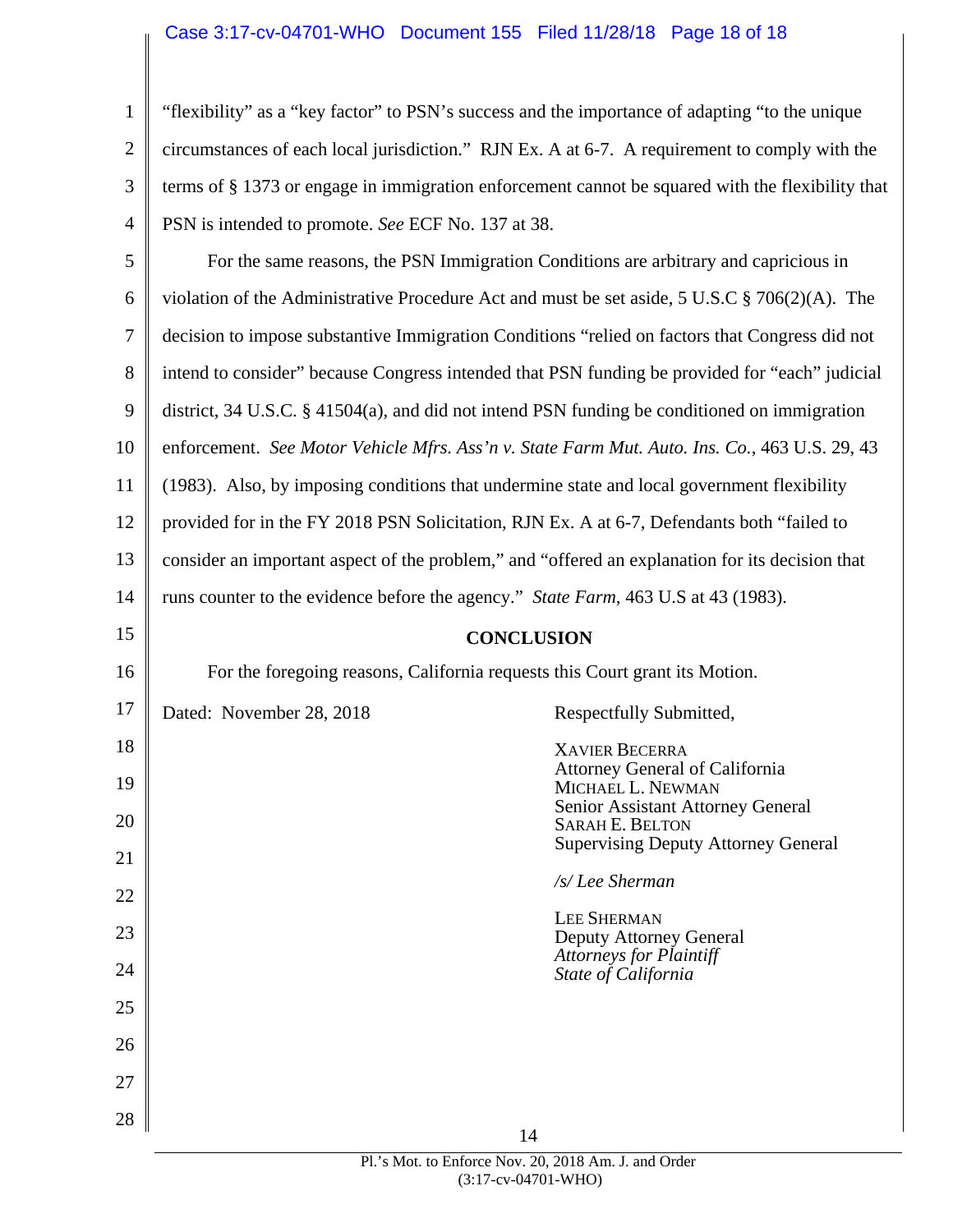"flexibility" as a "key factor" to PSN's success and the importance of adapting "to the unique circumstances of each local jurisdiction." RJN Ex. A at 6-7. A requirement to comply with the terms of § 1373 or engage in immigration enforcement cannot be squared with the flexibility that PSN is intended to promote. *See* ECF No. 137 at 38.

For the same reasons, the PSN Immigration Conditions are arbitrary and capricious in violation of the Administrative Procedure Act and must be set aside, 5 U.S.C § 706(2)(A). The decision to impose substantive Immigration Conditions "relied on factors that Congress did not intend to consider" because Congress intended that PSN funding be provided for "each" judicial district, 34 U.S.C. § 41504(a), and did not intend PSN funding be conditioned on immigration enforcement. *See Motor Vehicle Mfrs. Ass'n v. State Farm Mut. Auto. Ins. Co.*, 463 U.S. 29, 43 (1983). Also, by imposing conditions that undermine state and local government flexibility provided for in the FY 2018 PSN Solicitation, RJN Ex. A at 6-7, Defendants both "failed to consider an important aspect of the problem," and "offered an explanation for its decision that runs counter to the evidence before the agency." *State Farm*, 463 U.S at 43 (1983).

## CONCLUSION

For the foregoing reasons, California requests this Court grant its Motion.

Dated: November 28, 2018

Respectfully Submitted,

XAVIER BECERRA
Attorney General of California
MICHAEL L. NEWMAN
Senior Assistant Attorney General
SARAH E. BELTON
Supervising Deputy Attorney General

*/s/ Lee Sherman*

LEE SHERMAN
Deputy Attorney General
*Attorneys for Plaintiff*
*State of California*